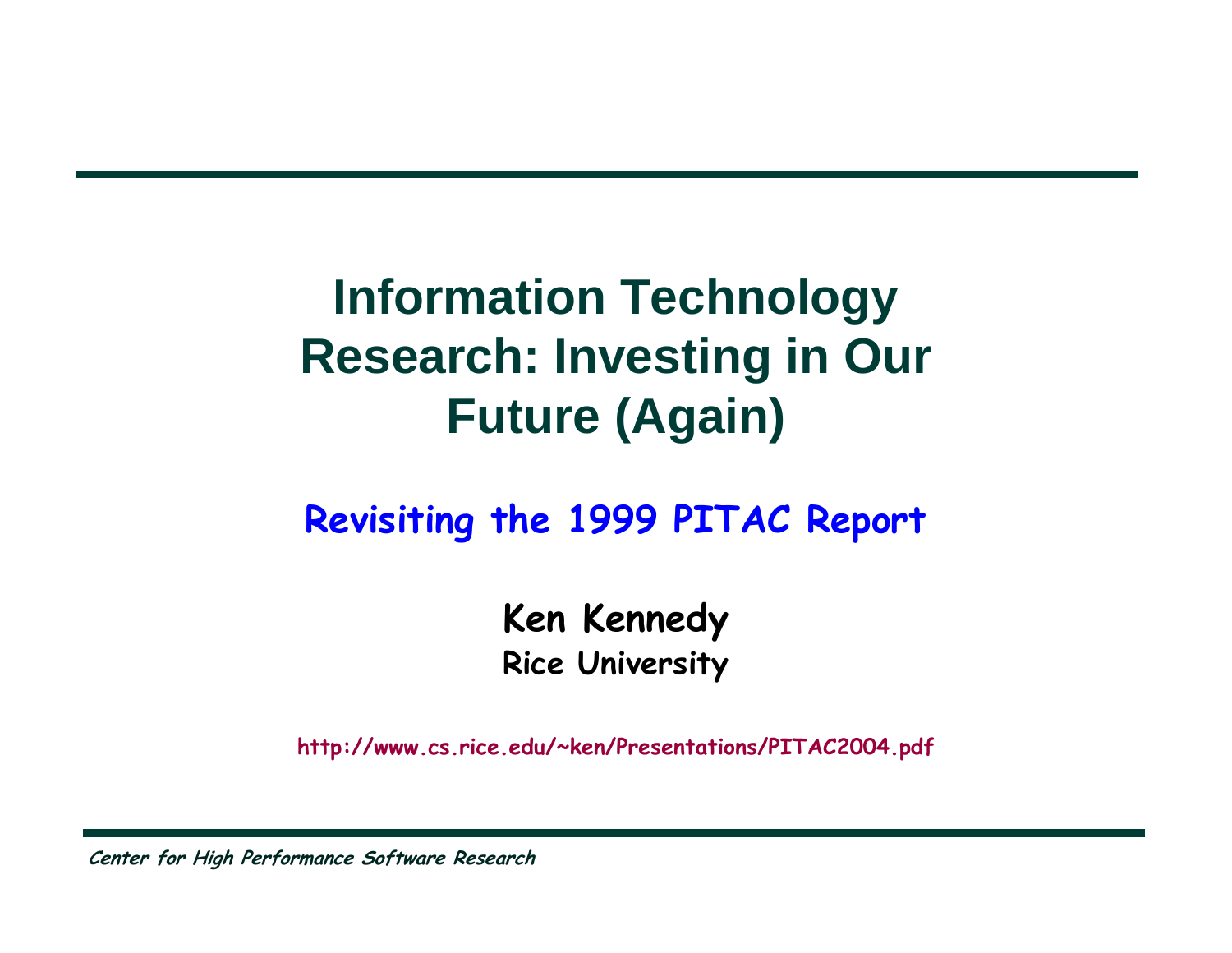# Information Technology Research: Investing in Our Future (Again)

## Revisiting the 1999 PITAC Report

**Ken Kennedy**

**Rice University**

http://www.cs.rice.edu/~ken/Presentations/PITAC2004.pdf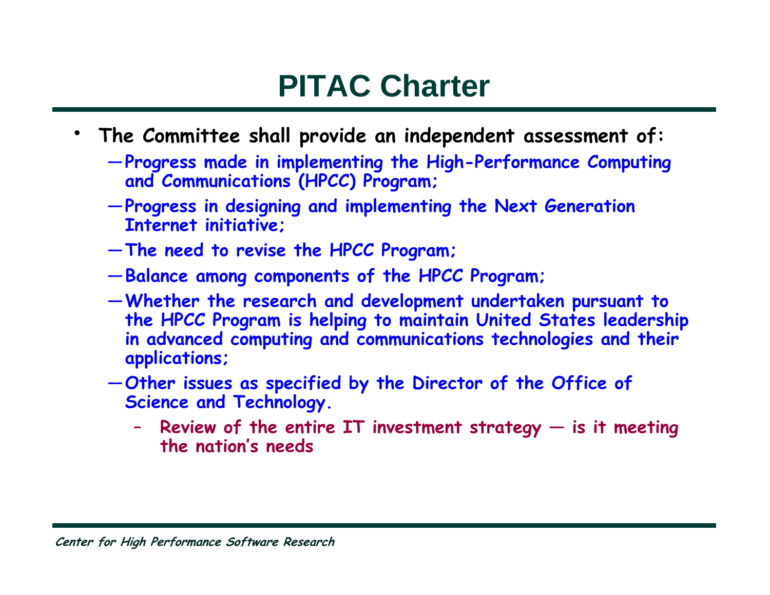# PITAC Charter

- **The Committee shall provide an independent assessment of:**
  - Progress made in implementing the High-Performance Computing and Communications (HPCC) Program;
  - Progress in designing and implementing the Next Generation Internet initiative;
  - The need to revise the HPCC Program;
  - Balance among components of the HPCC Program;
  - Whether the research and development undertaken pursuant to the HPCC Program is helping to maintain United States leadership in advanced computing and communications technologies and their applications;
  - Other issues as specified by the Director of the Office of Science and Technology.
    - Review of the entire IT investment strategy — is it meeting the nation's needs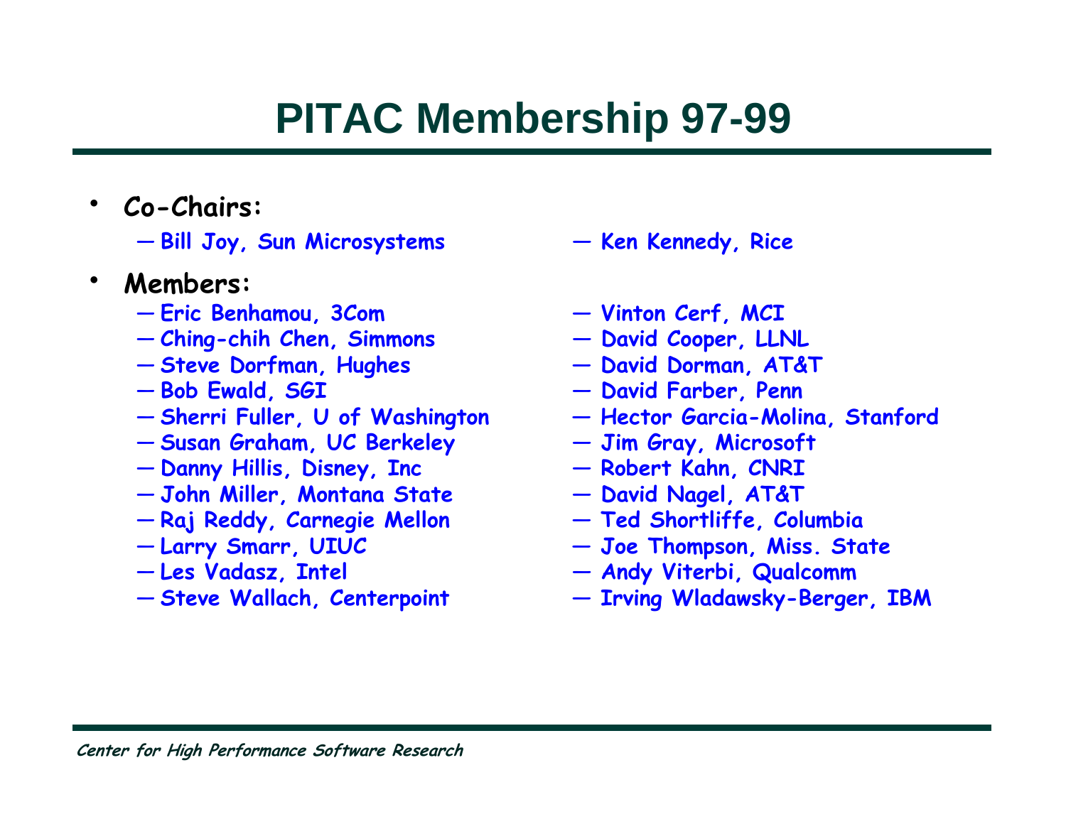# PITAC Membership 97-99

- **Co-Chairs:**
  - Bill Joy, Sun Microsystems
  - Ken Kennedy, Rice
- **Members:**
  - Eric Benhamou, 3Com
  - Ching-chih Chen, Simmons
  - Steve Dorfman, Hughes
  - Bob Ewald, SGI
  - Sherri Fuller, U of Washington
  - Susan Graham, UC Berkeley
  - Danny Hillis, Disney, Inc
  - John Miller, Montana State
  - Raj Reddy, Carnegie Mellon
  - Larry Smarr, UIUC
  - Les Vadasz, Intel
  - Steve Wallach, Centerpoint
  - Vinton Cerf, MCI
  - David Cooper, LLNL
  - David Dorman, AT&T
  - David Farber, Penn
  - Hector Garcia-Molina, Stanford
  - Jim Gray, Microsoft
  - Robert Kahn, CNRI
  - David Nagel, AT&T
  - Ted Shortliffe, Columbia
  - Joe Thompson, Miss. State
  - Andy Viterbi, Qualcomm
  - Irving Wladawsky-Berger, IBM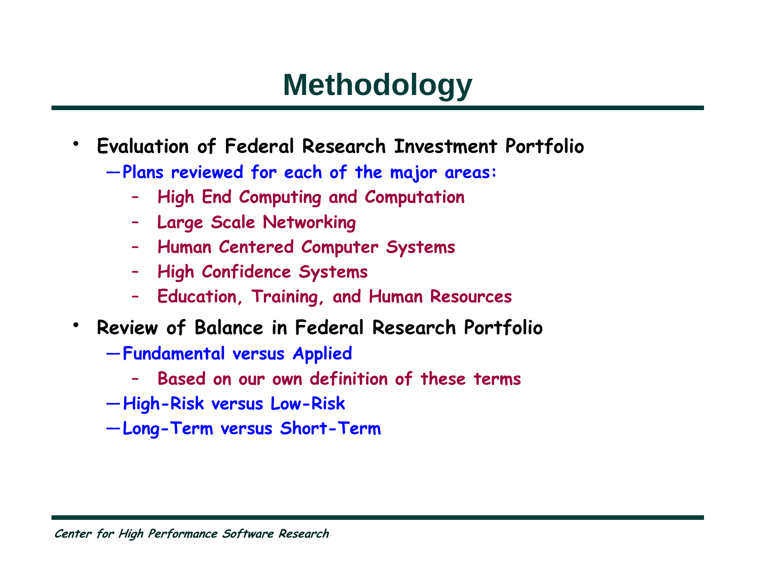# Methodology

- **Evaluation of Federal Research Investment Portfolio**
  - **Plans reviewed for each of the major areas:**
    - **High End Computing and Computation**
    - **Large Scale Networking**
    - **Human Centered Computer Systems**
    - **High Confidence Systems**
    - **Education, Training, and Human Resources**
- **Review of Balance in Federal Research Portfolio**
  - **Fundamental versus Applied**
    - **Based on our own definition of these terms**
  - **High-Risk versus Low-Risk**
  - **Long-Term versus Short-Term**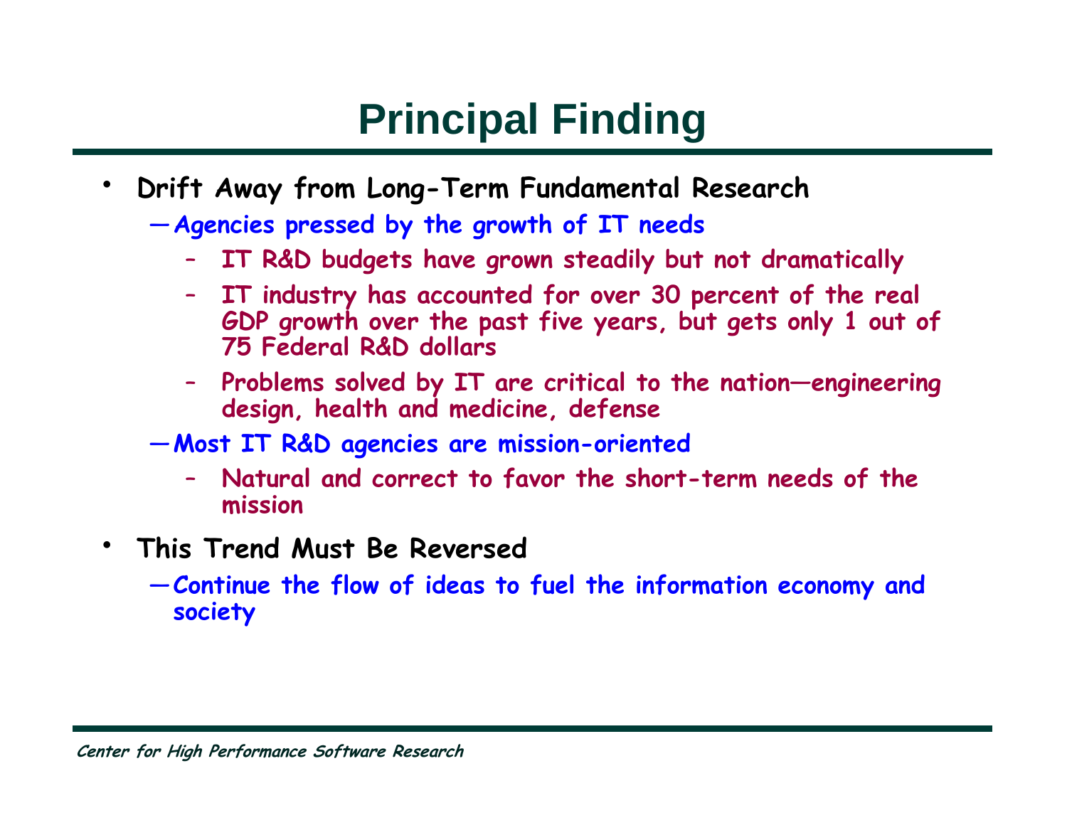# Principal Finding

- **Drift Away from Long-Term Fundamental Research**
  - **Agencies pressed by the growth of IT needs**
    - **IT R&D budgets have grown steadily but not dramatically**
    - **IT industry has accounted for over 30 percent of the real GDP growth over the past five years, but gets only 1 out of 75 Federal R&D dollars**
    - **Problems solved by IT are critical to the nation—engineering design, health and medicine, defense**
  - **Most IT R&D agencies are mission-oriented**
    - **Natural and correct to favor the short-term needs of the mission**
- **This Trend Must Be Reversed**
  - **Continue the flow of ideas to fuel the information economy and society**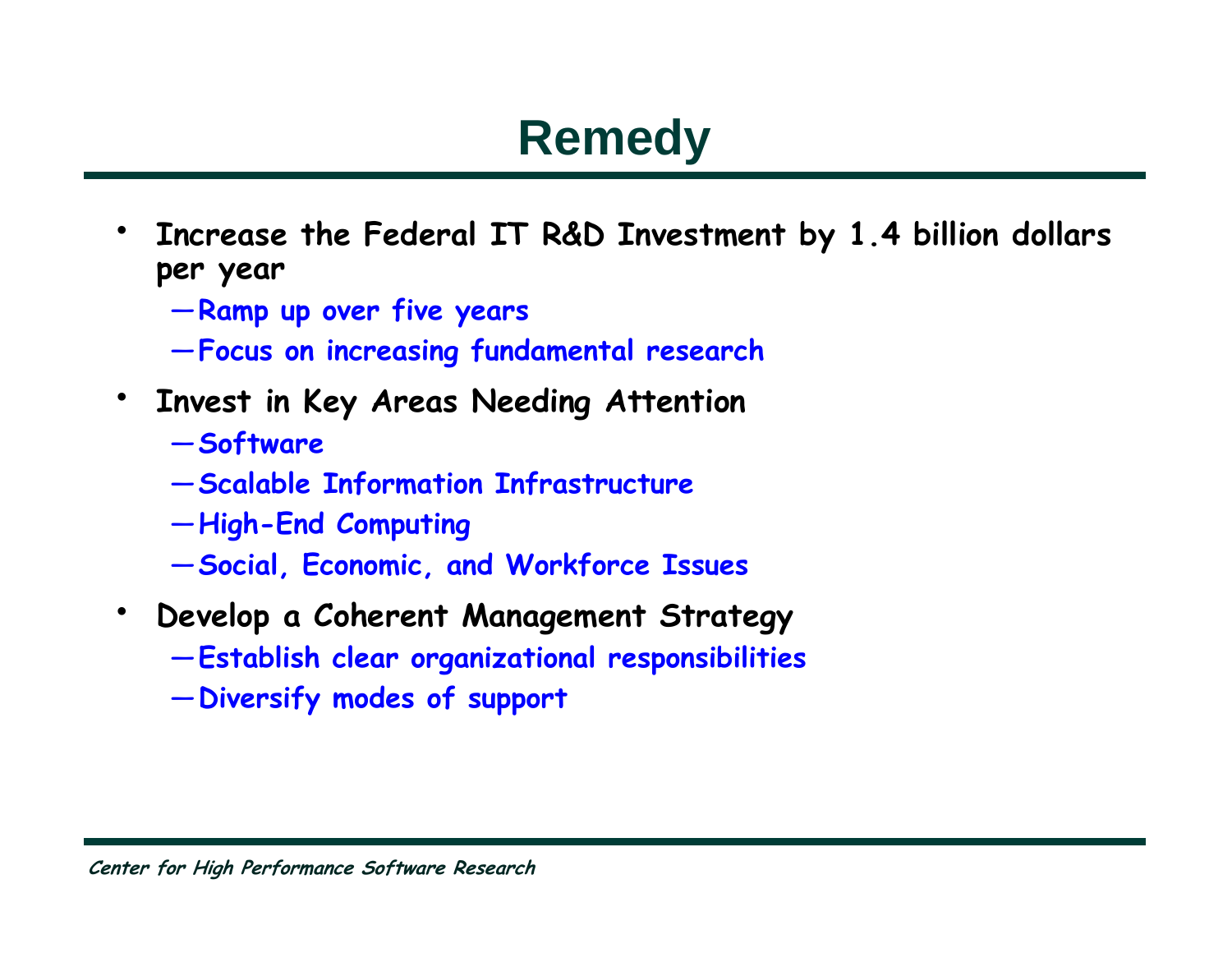# Remedy

- **Increase the Federal IT R&D Investment by 1.4 billion dollars per year**
  - Ramp up over five years
  - Focus on increasing fundamental research
- **Invest in Key Areas Needing Attention**
  - Software
  - Scalable Information Infrastructure
  - High-End Computing
  - Social, Economic, and Workforce Issues
- **Develop a Coherent Management Strategy**
  - Establish clear organizational responsibilities
  - Diversify modes of support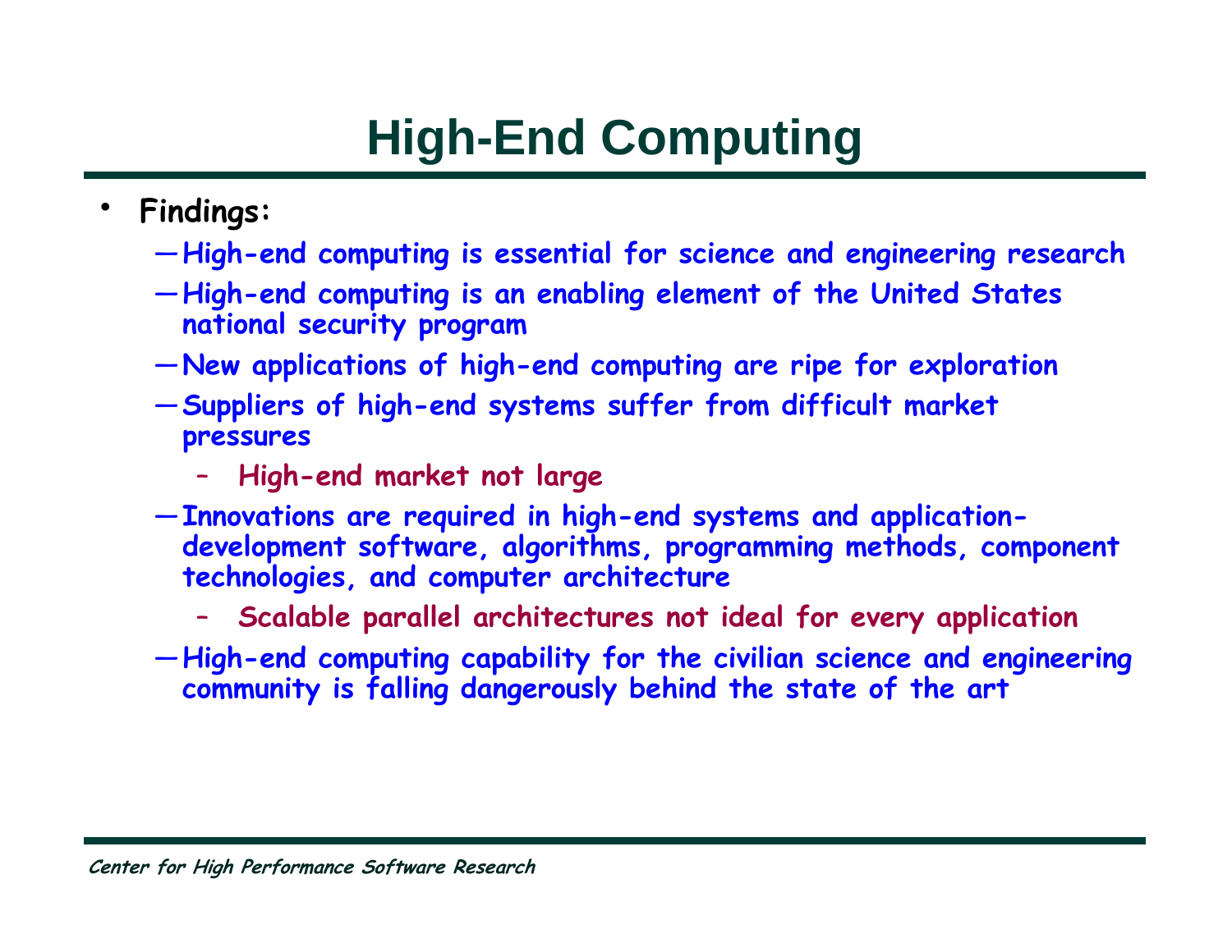# High-End Computing

- **Findings:**
  - High-end computing is essential for science and engineering research
  - High-end computing is an enabling element of the United States national security program
  - New applications of high-end computing are ripe for exploration
  - Suppliers of high-end systems suffer from difficult market pressures
    - High-end market not large
  - Innovations are required in high-end systems and application-development software, algorithms, programming methods, component technologies, and computer architecture
    - Scalable parallel architectures not ideal for every application
  - High-end computing capability for the civilian science and engineering community is falling dangerously behind the state of the art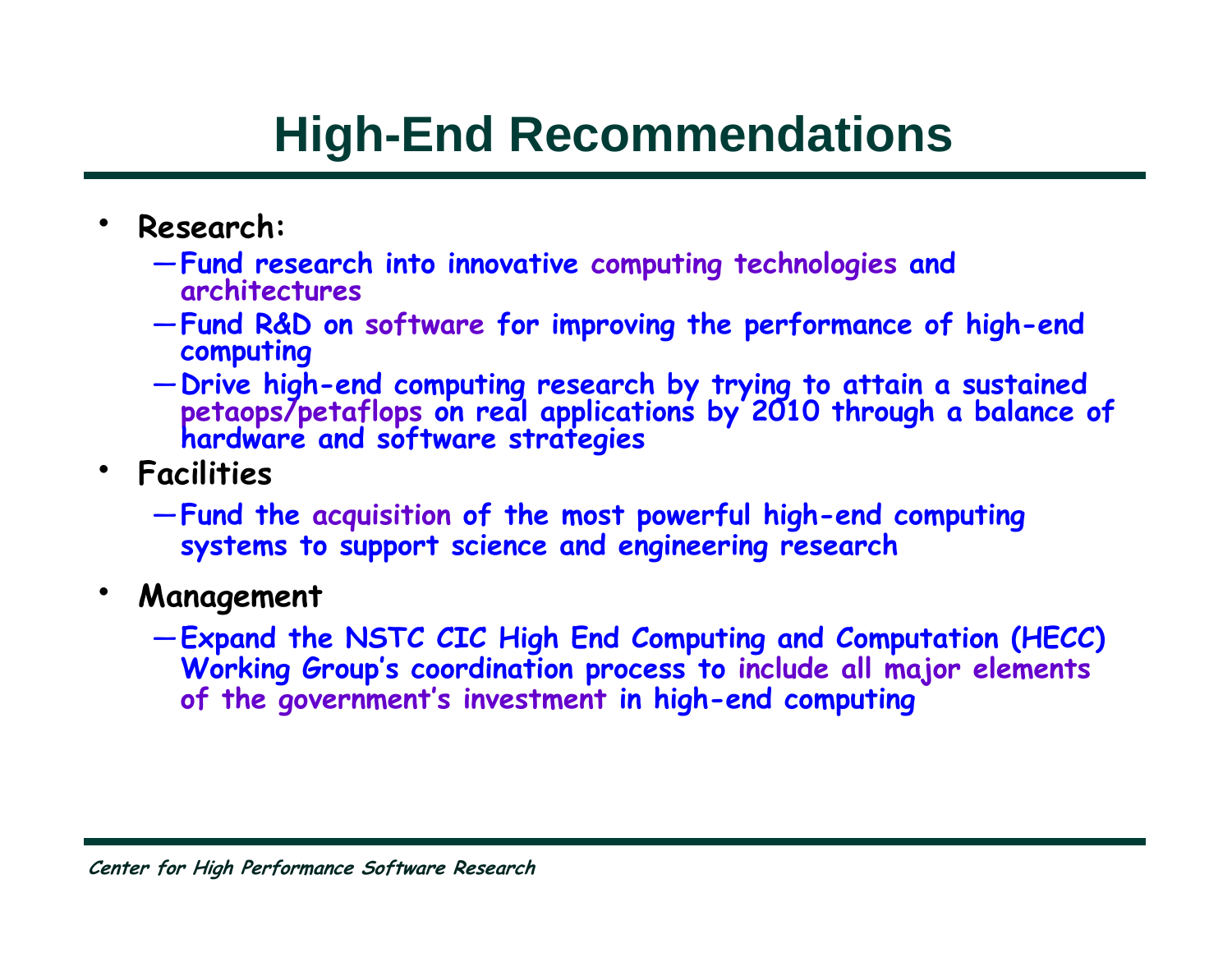# High-End Recommendations

- **Research:**
  - Fund research into innovative computing technologies and architectures
  - Fund R&D on software for improving the performance of high-end computing
  - Drive high-end computing research by trying to attain a sustained petaops/petaflops on real applications by 2010 through a balance of hardware and software strategies
- **Facilities**
  - Fund the acquisition of the most powerful high-end computing systems to support science and engineering research
- **Management**
  - Expand the NSTC CIC High End Computing and Computation (HECC) Working Group's coordination process to include all major elements of the government's investment in high-end computing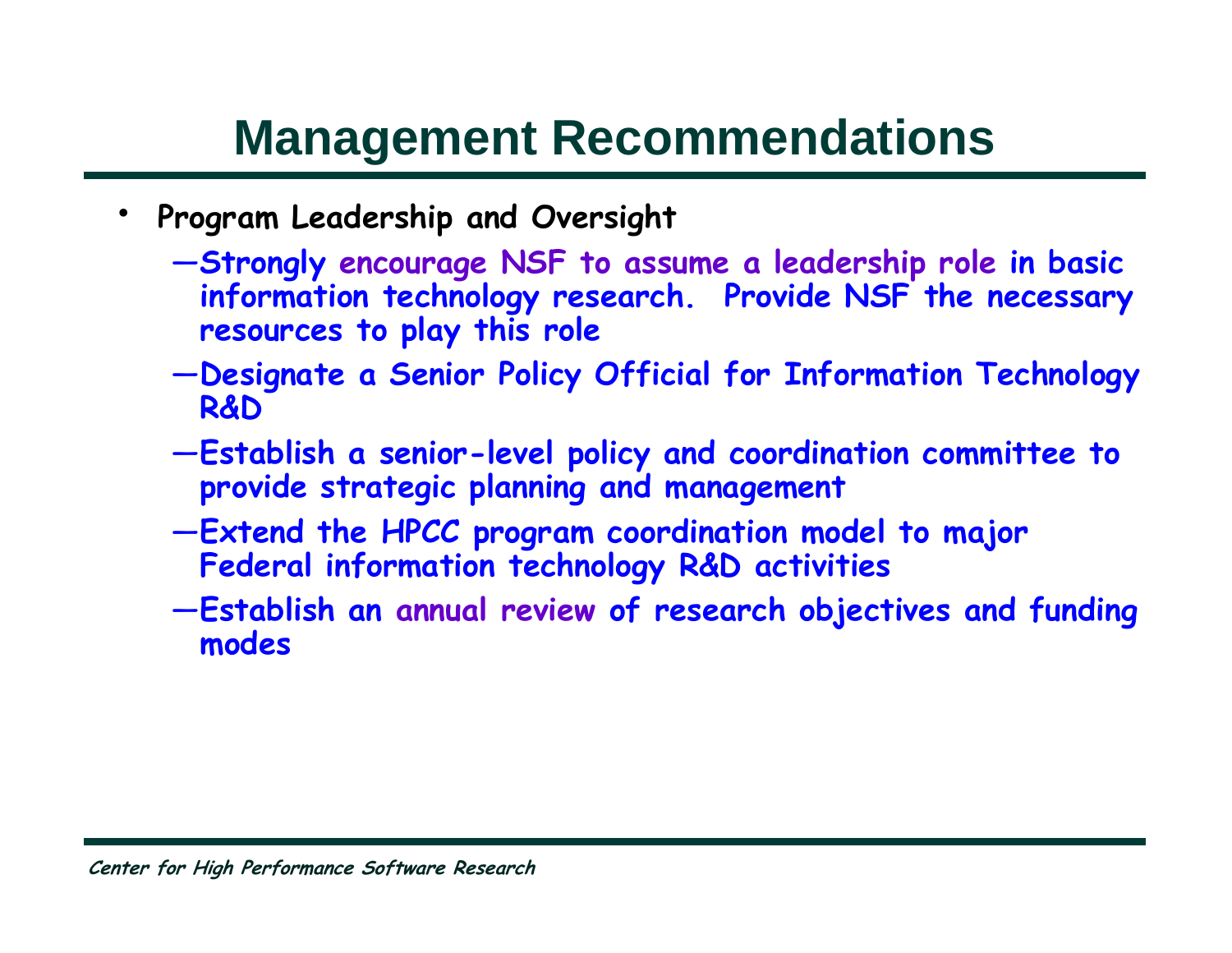# Management Recommendations

- **Program Leadership and Oversight**
  - **Strongly encourage NSF to assume a leadership role in basic information technology research. Provide NSF the necessary resources to play this role**
  - **Designate a Senior Policy Official for Information Technology R&D**
  - **Establish a senior-level policy and coordination committee to provide strategic planning and management**
  - **Extend the HPCC program coordination model to major Federal information technology R&D activities**
  - **Establish an annual review of research objectives and funding modes**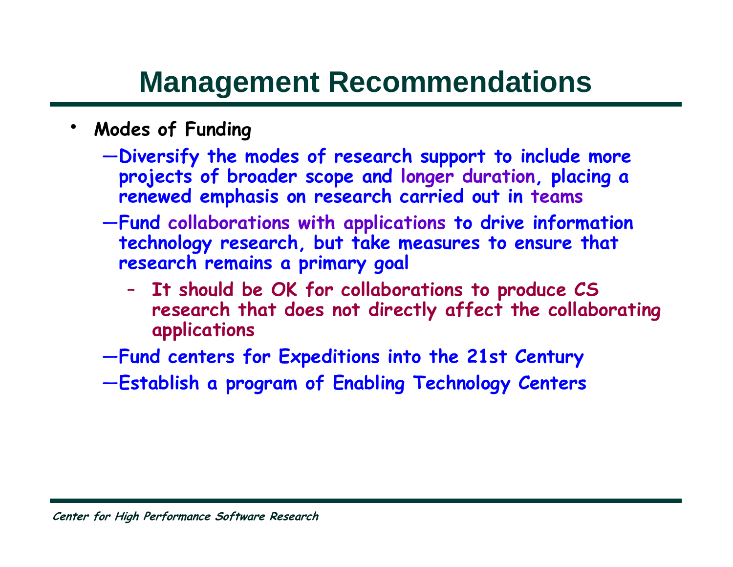# Management Recommendations

- **Modes of Funding**
  - Diversify the modes of research support to include more projects of broader scope and longer duration, placing a renewed emphasis on research carried out in teams
  - Fund collaborations with applications to drive information technology research, but take measures to ensure that research remains a primary goal
    - It should be OK for collaborations to produce CS research that does not directly affect the collaborating applications
  - Fund centers for Expeditions into the 21st Century
  - Establish a program of Enabling Technology Centers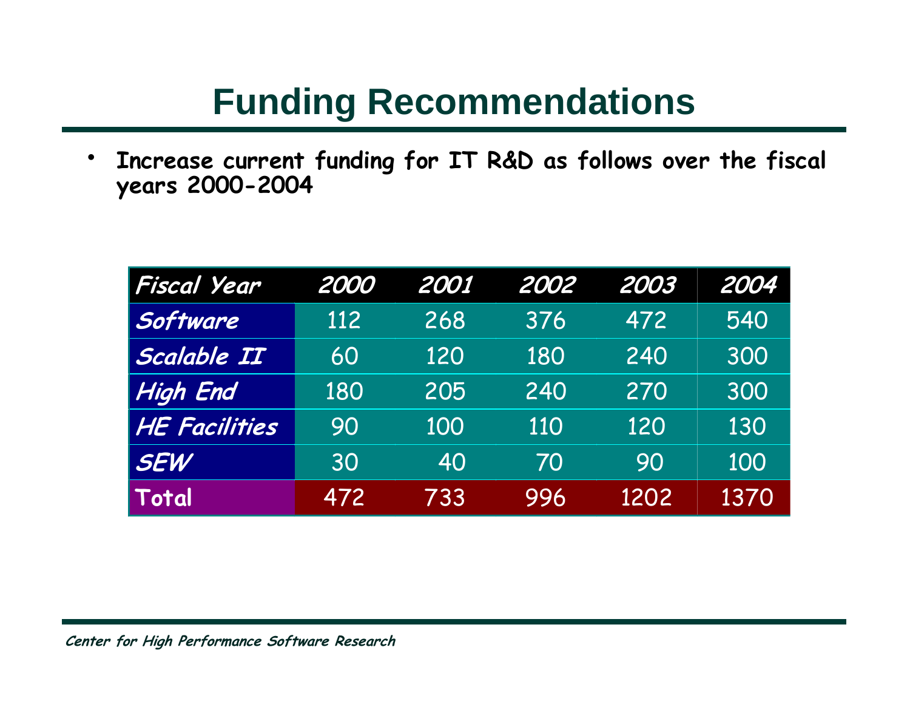# Funding Recommendations

- **Increase current funding for IT R&D as follows over the fiscal years 2000-2004**

| *Fiscal Year* | *2000* | *2001* | *2002* | *2003* | *2004* |
|---|---|---|---|---|---|
| *Software* | 112 | 268 | 376 | 472 | 540 |
| *Scalable II* | 60 | 120 | 180 | 240 | 300 |
| *High End* | 180 | 205 | 240 | 270 | 300 |
| *HE Facilities* | 90 | 100 | 110 | 120 | 130 |
| *SEW* | 30 | 40 | 70 | 90 | 100 |
| **Total** | 472 | 733 | 996 | 1202 | 1370 |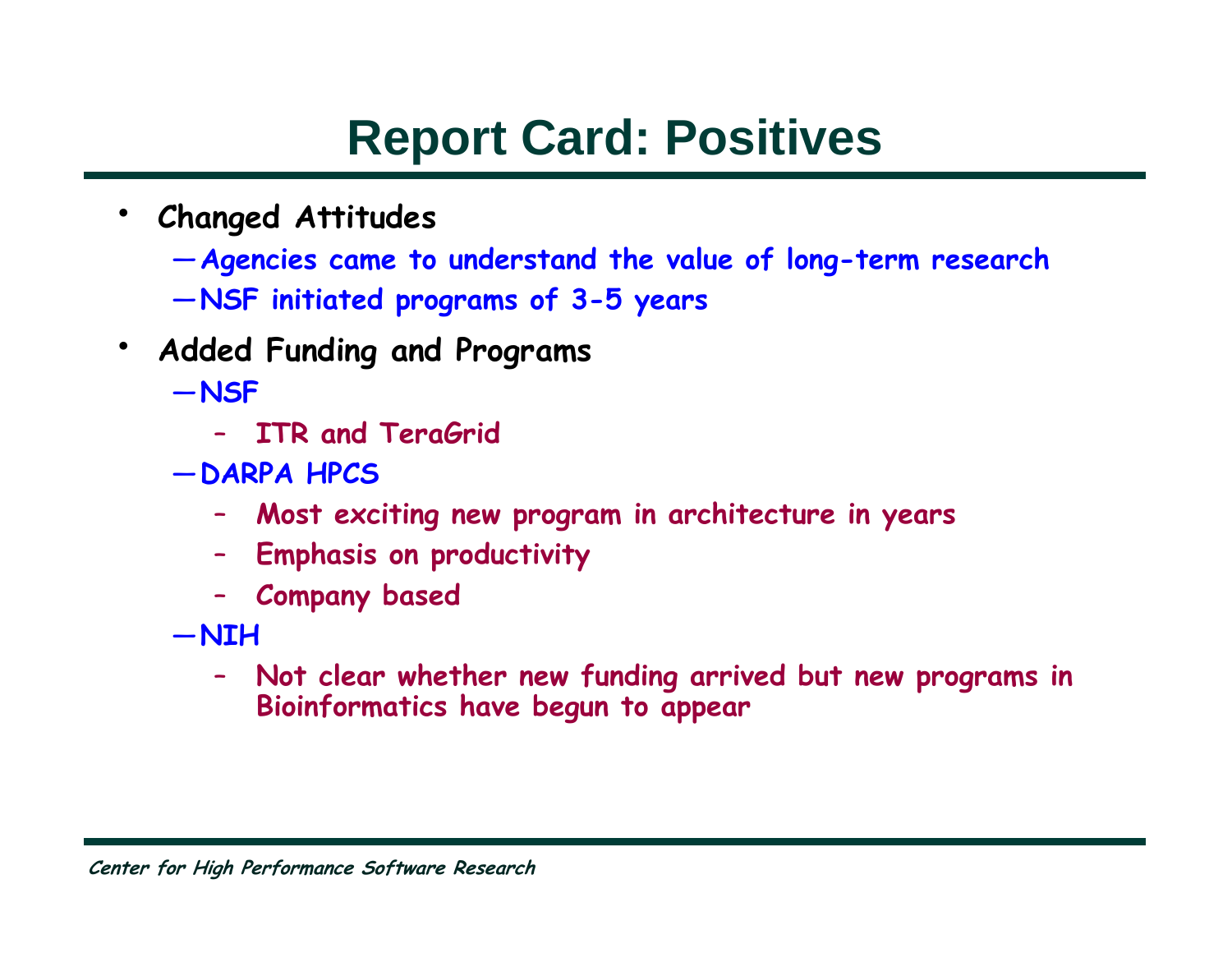# Report Card: Positives

- **Changed Attitudes**
  - **Agencies came to understand the value of long-term research**
  - **NSF initiated programs of 3-5 years**
- **Added Funding and Programs**
  - **NSF**
    - **ITR and TeraGrid**
  - **DARPA HPCS**
    - **Most exciting new program in architecture in years**
    - **Emphasis on productivity**
    - **Company based**
  - **NIH**
    - **Not clear whether new funding arrived but new programs in Bioinformatics have begun to appear**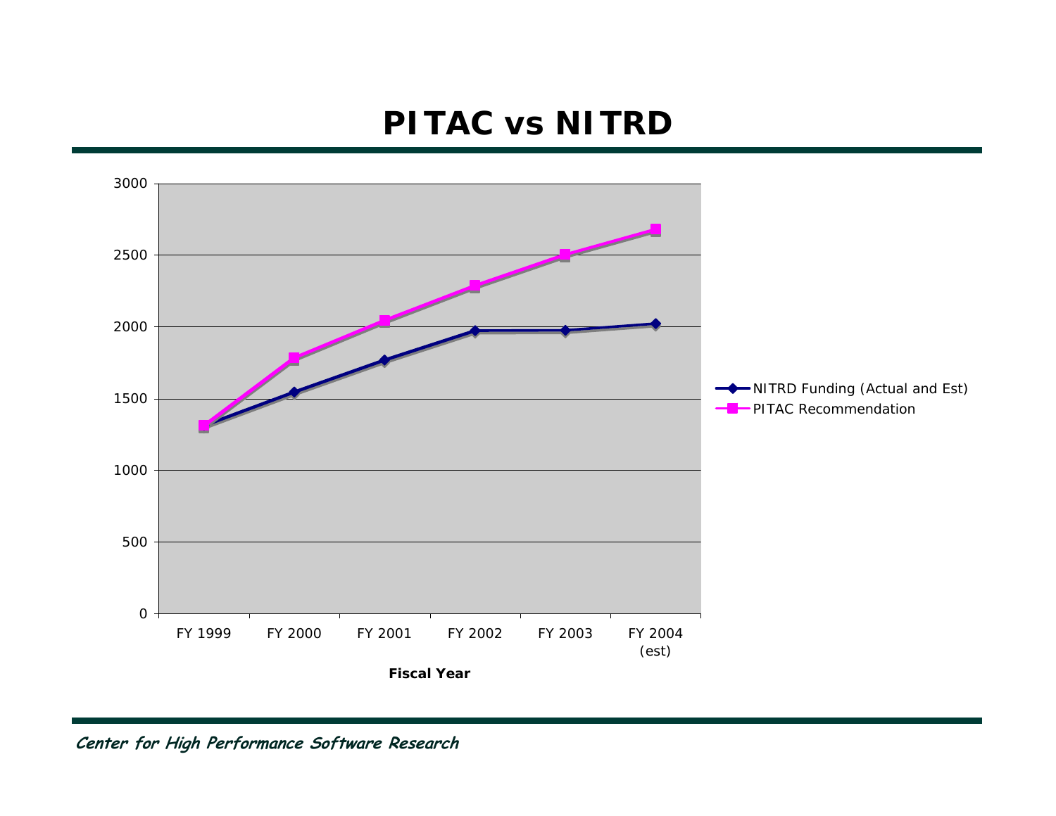# PITAC vs NITRD

| | FY 1999 | FY 2000 | FY 2001 | FY 2002 | FY 2003 | FY 2004 (est) |
|---|---|---|---|---|---|---|
| NITRD Funding (Actual and Est) | | | | | | |
| PITAC Recommendation | | | | | | |

Y-axis: 0, 500, 1000, 1500, 2000, 2500, 3000

Fiscal Year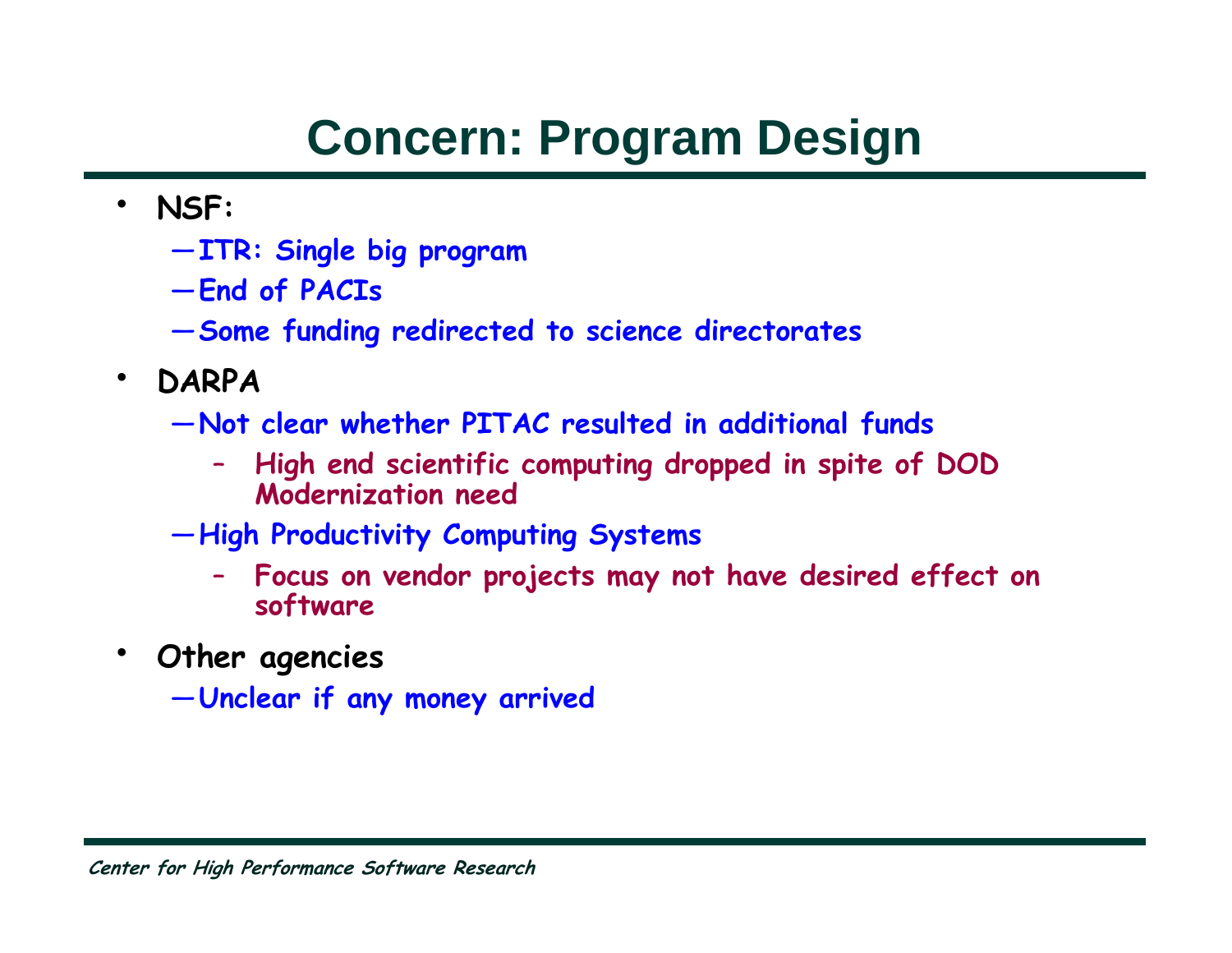# Concern: Program Design

- **NSF:**
  - **ITR: Single big program**
  - **End of PACIs**
  - **Some funding redirected to science directorates**
- **DARPA**
  - **Not clear whether PITAC resulted in additional funds**
    - **High end scientific computing dropped in spite of DOD Modernization need**
  - **High Productivity Computing Systems**
    - **Focus on vendor projects may not have desired effect on software**
- **Other agencies**
  - **Unclear if any money arrived**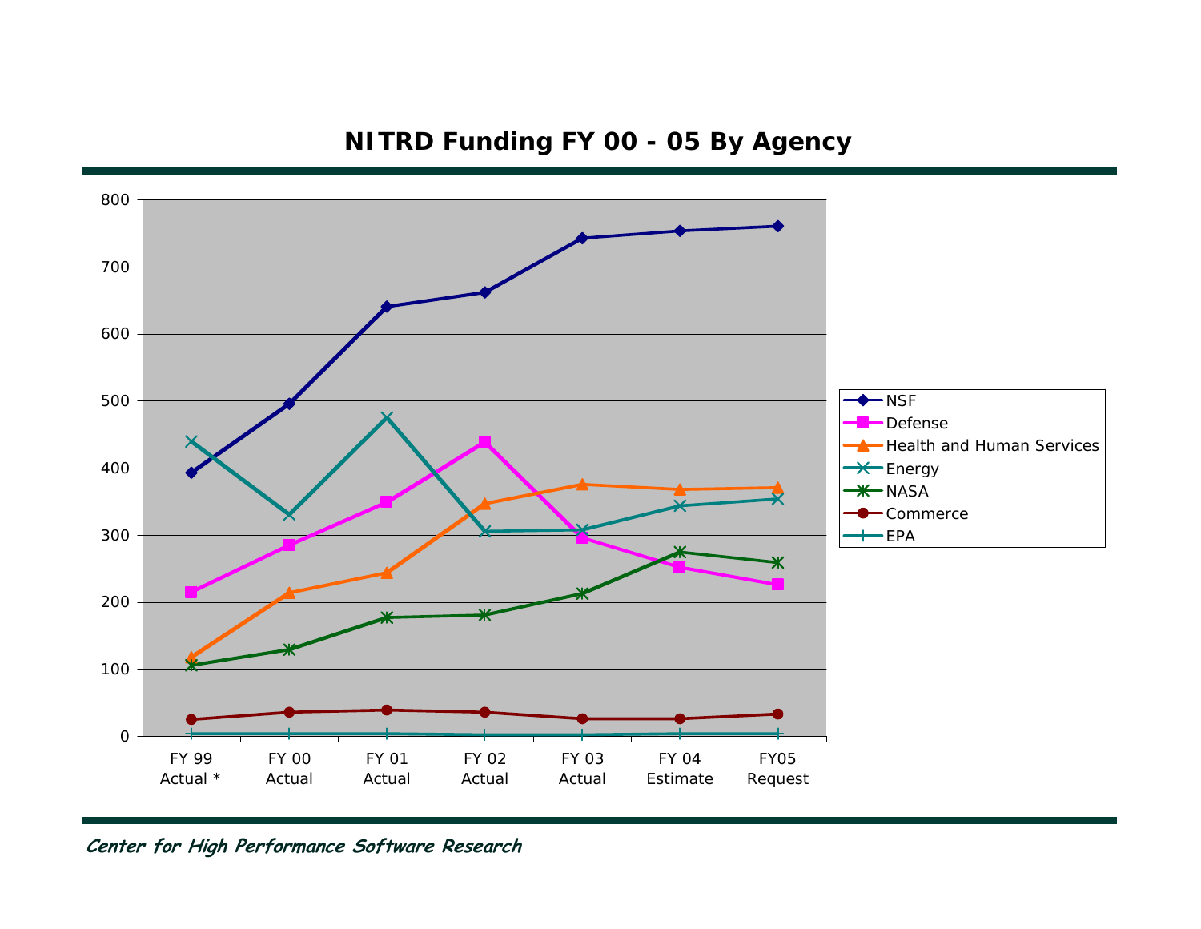# NITRD Funding FY 00 - 05 By Agency

Center for High Performance Software Research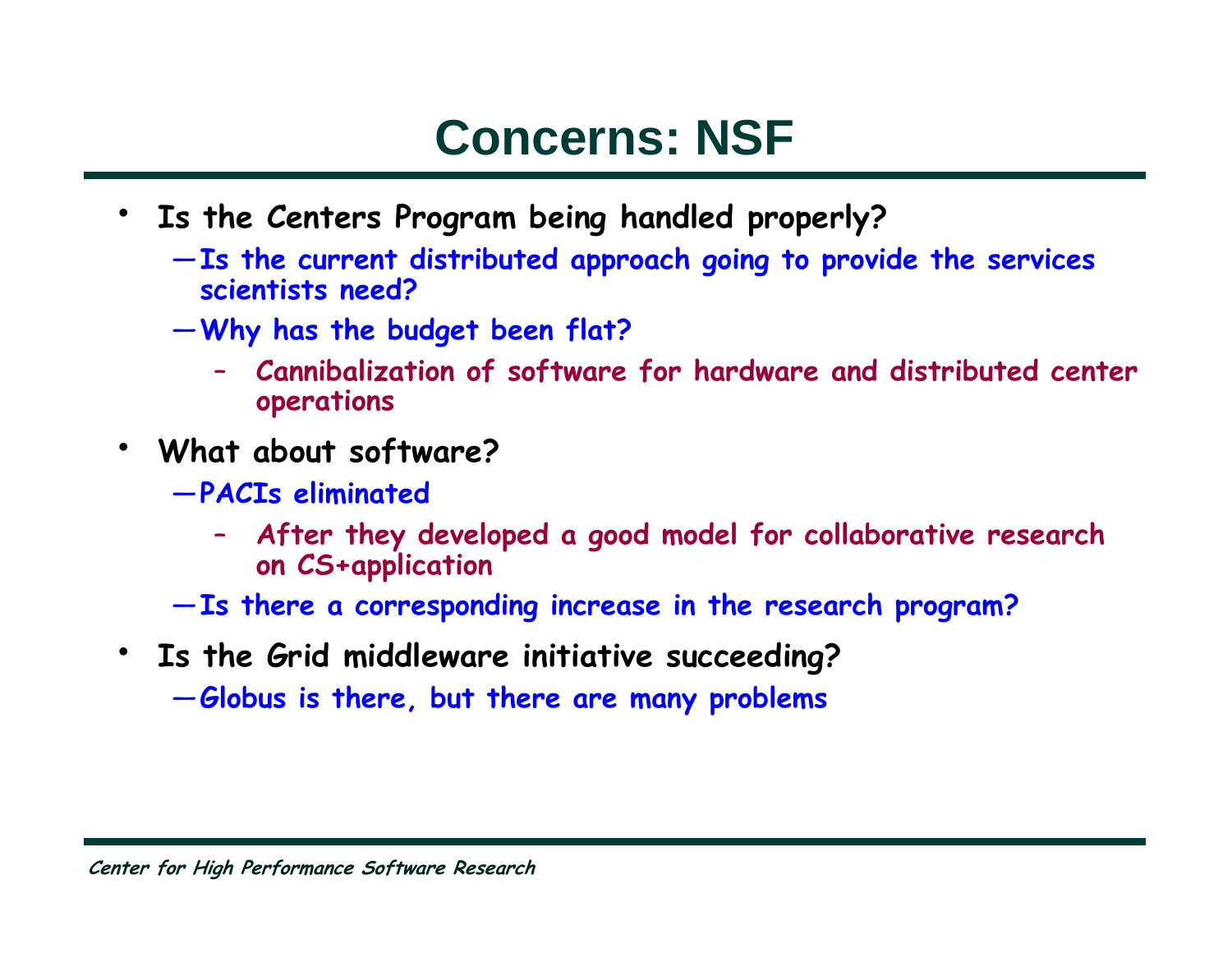# Concerns: NSF

- **Is the Centers Program being handled properly?**
  - **Is the current distributed approach going to provide the services scientists need?**
  - **Why has the budget been flat?**
    - **Cannibalization of software for hardware and distributed center operations**
- **What about software?**
  - **PACIs eliminated**
    - **After they developed a good model for collaborative research on CS+application**
  - **Is there a corresponding increase in the research program?**
- **Is the Grid middleware initiative succeeding?**
  - **Globus is there, but there are many problems**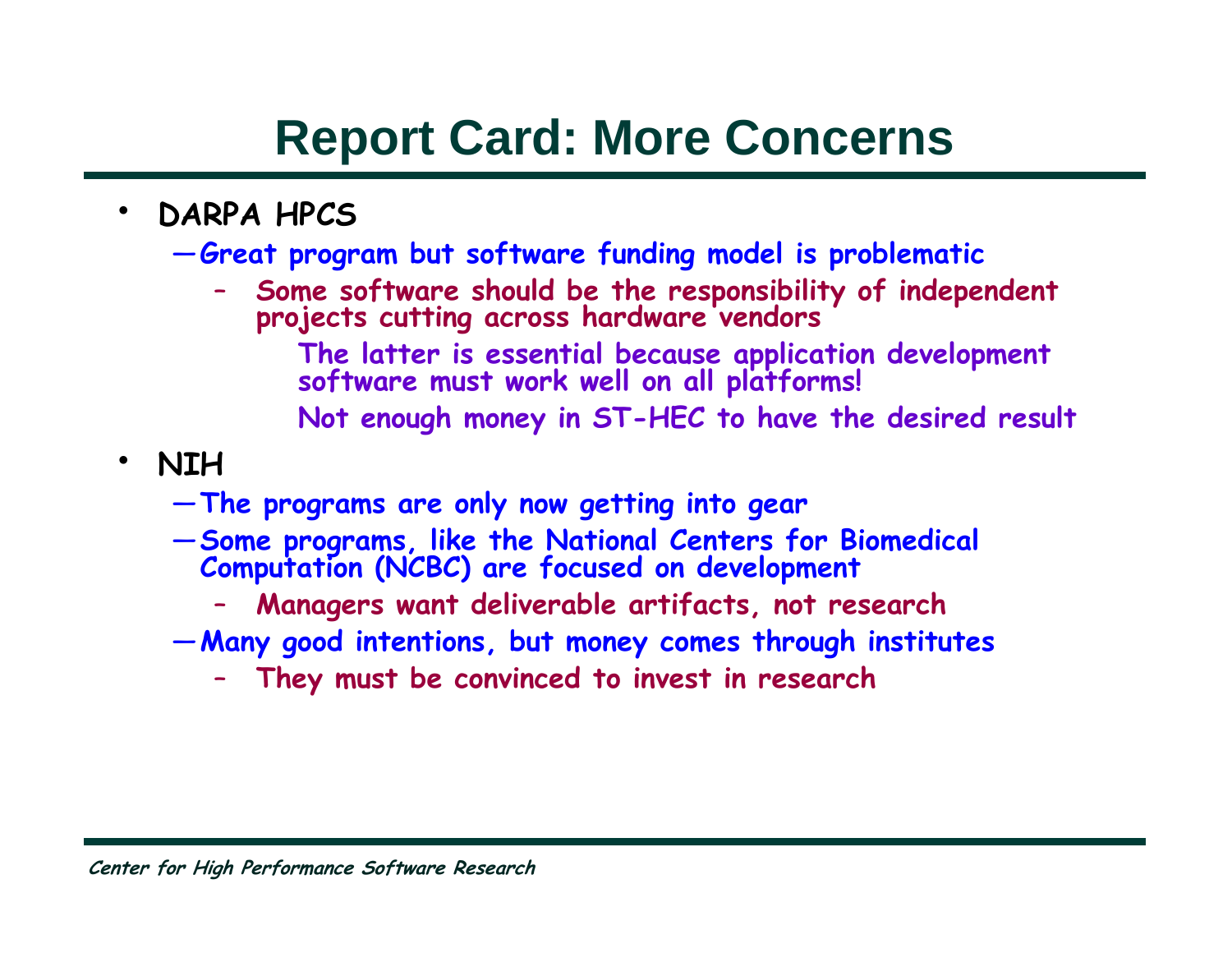# Report Card: More Concerns

- **DARPA HPCS**
  - Great program but software funding model is problematic
    - Some software should be the responsibility of independent projects cutting across hardware vendors
      - The latter is essential because application development software must work well on all platforms!
      - Not enough money in ST-HEC to have the desired result
- **NIH**
  - The programs are only now getting into gear
  - Some programs, like the National Centers for Biomedical Computation (NCBC) are focused on development
    - Managers want deliverable artifacts, not research
  - Many good intentions, but money comes through institutes
    - They must be convinced to invest in research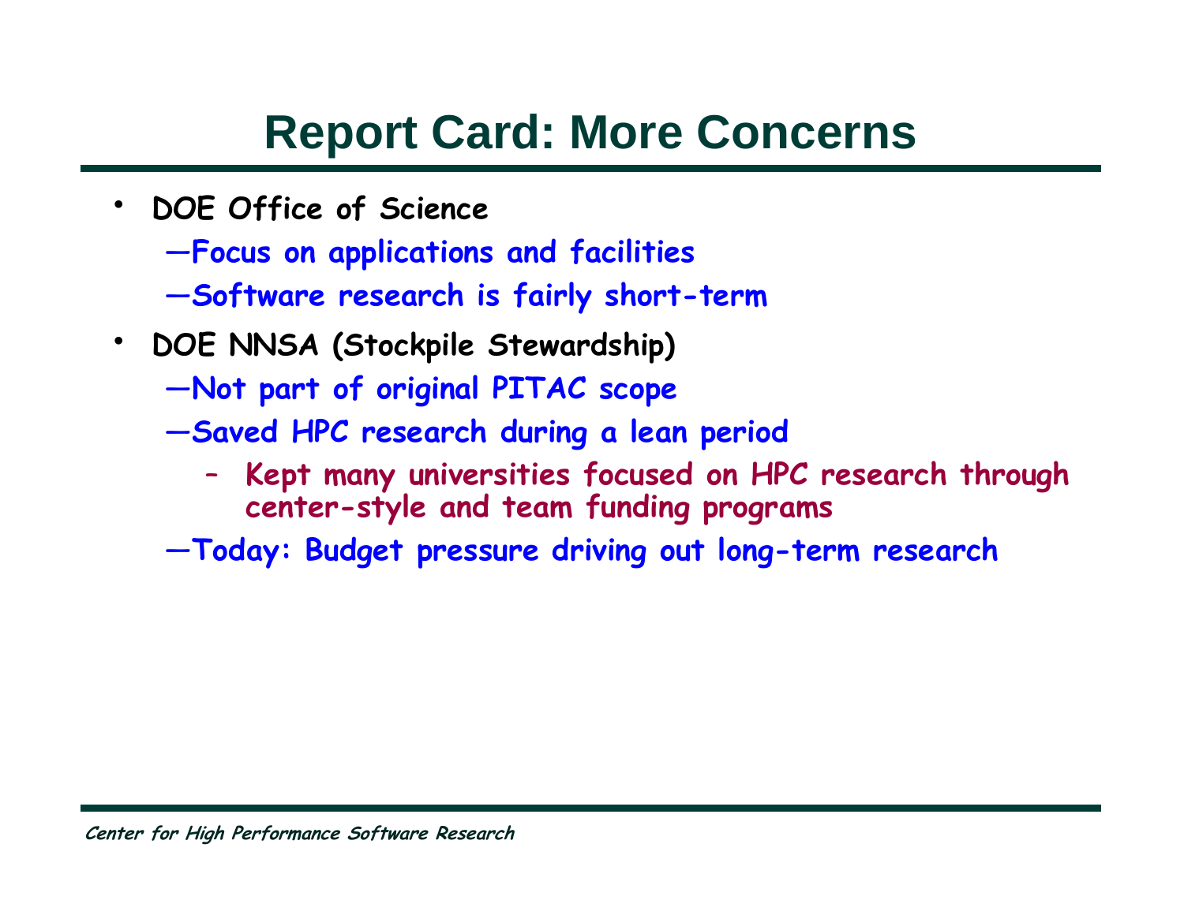# Report Card: More Concerns

- DOE Office of Science
  - Focus on applications and facilities
  - Software research is fairly short-term
- DOE NNSA (Stockpile Stewardship)
  - Not part of original PITAC scope
  - Saved HPC research during a lean period
    - Kept many universities focused on HPC research through center-style and team funding programs
  - Today: Budget pressure driving out long-term research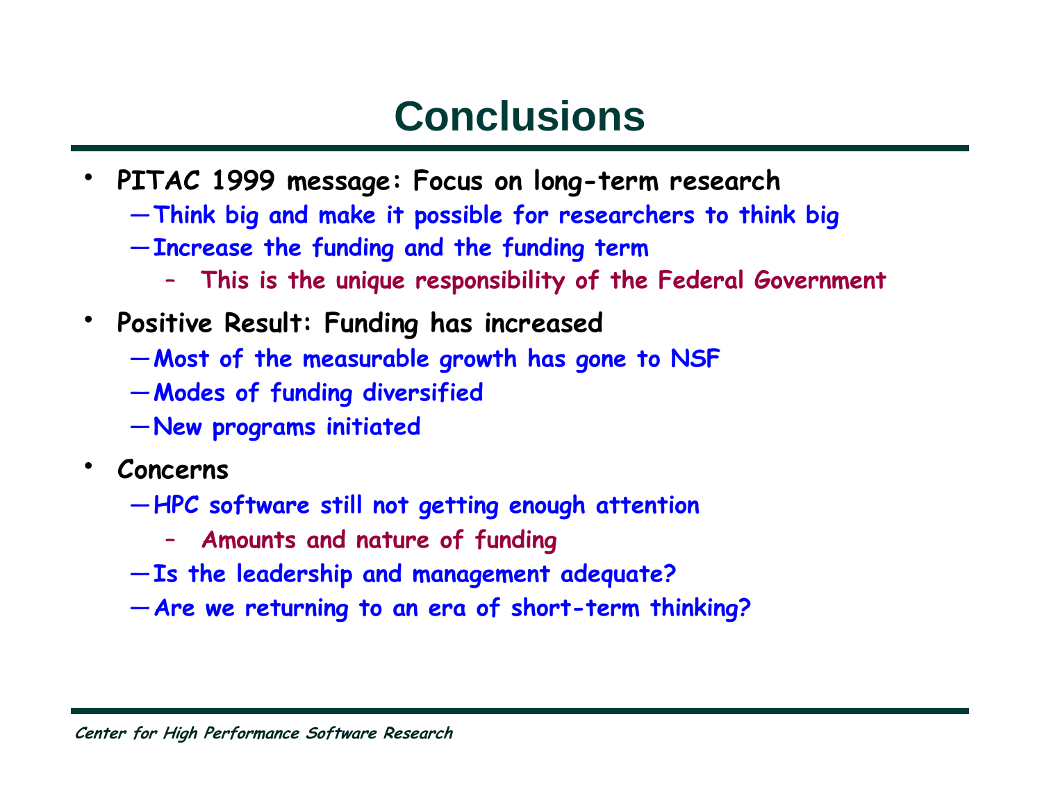# Conclusions

- PITAC 1999 message: Focus on long-term research
  - Think big and make it possible for researchers to think big
  - Increase the funding and the funding term
    - This is the unique responsibility of the Federal Government
- Positive Result: Funding has increased
  - Most of the measurable growth has gone to NSF
  - Modes of funding diversified
  - New programs initiated
- Concerns
  - HPC software still not getting enough attention
    - Amounts and nature of funding
  - Is the leadership and management adequate?
  - Are we returning to an era of short-term thinking?